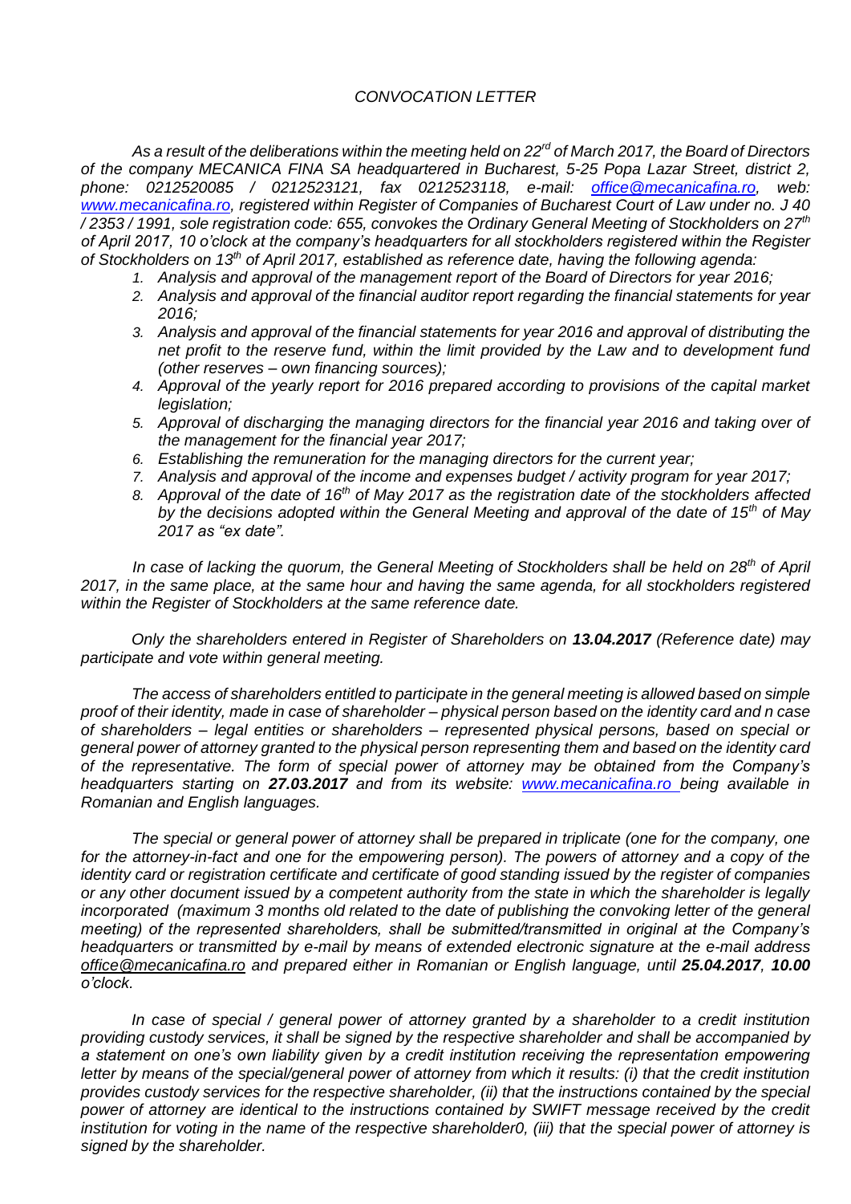*CONVOCATION LETTER*

*As a result of the deliberations within the meeting held on 22nd of March 2017, the Board of Directors of the company MECANICA FINA SA headquartered in Bucharest, 5-25 Popa Lazar Street, district 2, phone: 0212520085 / 0212523121, fax 0212523118, e-mail: office@mecanicafina.ro, web: www.mecanicafina.ro, registered within Register of Companies of Bucharest Court of Law under no. J 40 / 2353 / 1991, sole registration code: 655, convokes the Ordinary General Meeting of Stockholders on 27th of April 2017, 10 o'clock at the company's headquarters for all stockholders registered within the Register of Stockholders on 13th of April 2017, established as reference date, having the following agenda:*

1. *Analysis and approval of the management report of the Board of Directors for year 2016;*
2. *Analysis and approval of the financial auditor report regarding the financial statements for year 2016;*
3. *Analysis and approval of the financial statements for year 2016 and approval of distributing the net profit to the reserve fund, within the limit provided by the Law and to development fund (other reserves – own financing sources);*
4. *Approval of the yearly report for 2016 prepared according to provisions of the capital market legislation;*
5. *Approval of discharging the managing directors for the financial year 2016 and taking over of the management for the financial year 2017;*
6. *Establishing the remuneration for the managing directors for the current year;*
7. *Analysis and approval of the income and expenses budget / activity program for year 2017;*
8. *Approval of the date of 16th of May 2017 as the registration date of the stockholders affected by the decisions adopted within the General Meeting and approval of the date of 15th of May 2017 as "ex date".*

*In case of lacking the quorum, the General Meeting of Stockholders shall be held on 28th of April 2017, in the same place, at the same hour and having the same agenda, for all stockholders registered within the Register of Stockholders at the same reference date.*

*Only the shareholders entered in Register of Shareholders on **13.04.2017** (Reference date) may participate and vote within general meeting.*

*The access of shareholders entitled to participate in the general meeting is allowed based on simple proof of their identity, made in case of shareholder – physical person based on the identity card and n case of shareholders – legal entities or shareholders – represented physical persons, based on special or general power of attorney granted to the physical person representing them and based on the identity card of the representative. The form of special power of attorney may be obtained from the Company's headquarters starting on **27.03.2017** and from its website: www.mecanicafina.ro being available in Romanian and English languages.*

*The special or general power of attorney shall be prepared in triplicate (one for the company, one for the attorney-in-fact and one for the empowering person). The powers of attorney and a copy of the identity card or registration certificate and certificate of good standing issued by the register of companies or any other document issued by a competent authority from the state in which the shareholder is legally incorporated (maximum 3 months old related to the date of publishing the convoking letter of the general meeting) of the represented shareholders, shall be submitted/transmitted in original at the Company's headquarters or transmitted by e-mail by means of extended electronic signature at the e-mail address office@mecanicafina.ro and prepared either in Romanian or English language, until **25.04.2017**, **10.00** o'clock.*

*In case of special / general power of attorney granted by a shareholder to a credit institution providing custody services, it shall be signed by the respective shareholder and shall be accompanied by a statement on one's own liability given by a credit institution receiving the representation empowering letter by means of the special/general power of attorney from which it results: (i) that the credit institution provides custody services for the respective shareholder, (ii) that the instructions contained by the special power of attorney are identical to the instructions contained by SWIFT message received by the credit institution for voting in the name of the respective shareholder0, (iii) that the special power of attorney is signed by the shareholder.*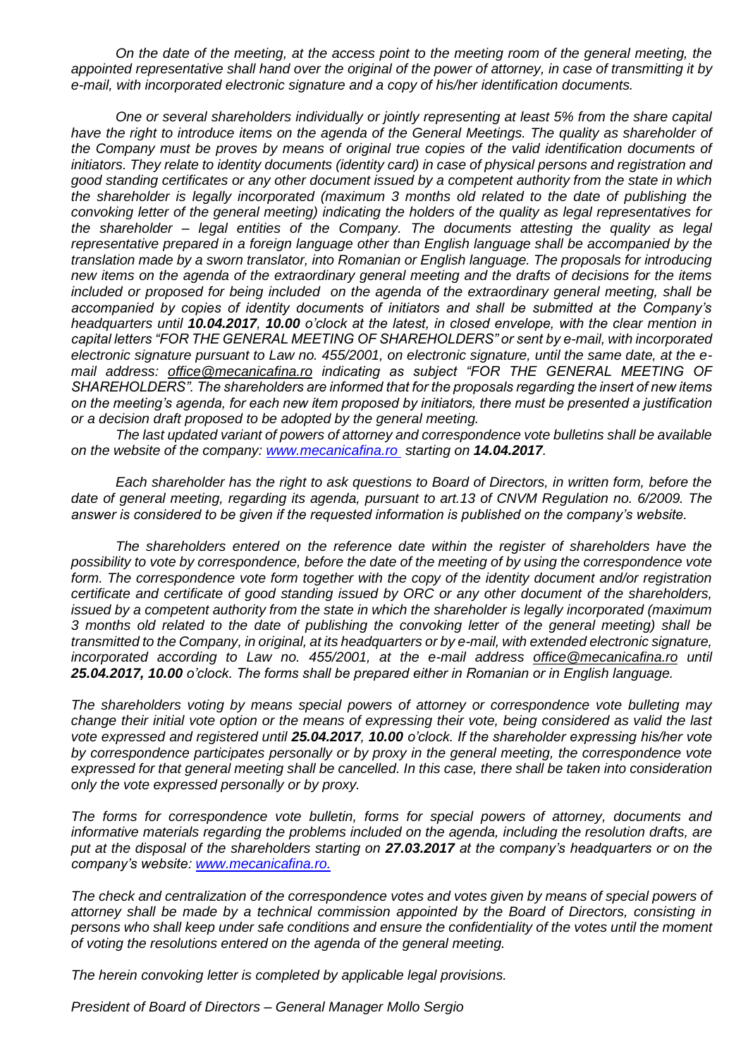*On the date of the meeting, at the access point to the meeting room of the general meeting, the appointed representative shall hand over the original of the power of attorney, in case of transmitting it by e-mail, with incorporated electronic signature and a copy of his/her identification documents.*

*One or several shareholders individually or jointly representing at least 5% from the share capital have the right to introduce items on the agenda of the General Meetings. The quality as shareholder of the Company must be proves by means of original true copies of the valid identification documents of initiators. They relate to identity documents (identity card) in case of physical persons and registration and good standing certificates or any other document issued by a competent authority from the state in which the shareholder is legally incorporated (maximum 3 months old related to the date of publishing the convoking letter of the general meeting) indicating the holders of the quality as legal representatives for the shareholder – legal entities of the Company. The documents attesting the quality as legal representative prepared in a foreign language other than English language shall be accompanied by the translation made by a sworn translator, into Romanian or English language. The proposals for introducing new items on the agenda of the extraordinary general meeting and the drafts of decisions for the items included or proposed for being included on the agenda of the extraordinary general meeting, shall be accompanied by copies of identity documents of initiators and shall be submitted at the Company's headquarters until **10.04.2017**, **10.00** o'clock at the latest, in closed envelope, with the clear mention in capital letters "FOR THE GENERAL MEETING OF SHAREHOLDERS" or sent by e-mail, with incorporated electronic signature pursuant to Law no. 455/2001, on electronic signature, until the same date, at the e-mail address: office@mecanicafina.ro indicating as subject "FOR THE GENERAL MEETING OF SHAREHOLDERS". The shareholders are informed that for the proposals regarding the insert of new items on the meeting's agenda, for each new item proposed by initiators, there must be presented a justification or a decision draft proposed to be adopted by the general meeting.*

*The last updated variant of powers of attorney and correspondence vote bulletins shall be available on the website of the company: www.mecanicafina.ro starting on **14.04.2017**.*

*Each shareholder has the right to ask questions to Board of Directors, in written form, before the date of general meeting, regarding its agenda, pursuant to art.13 of CNVM Regulation no. 6/2009. The answer is considered to be given if the requested information is published on the company's website.*

*The shareholders entered on the reference date within the register of shareholders have the possibility to vote by correspondence, before the date of the meeting of by using the correspondence vote form. The correspondence vote form together with the copy of the identity document and/or registration certificate and certificate of good standing issued by ORC or any other document of the shareholders, issued by a competent authority from the state in which the shareholder is legally incorporated (maximum 3 months old related to the date of publishing the convoking letter of the general meeting) shall be transmitted to the Company, in original, at its headquarters or by e-mail, with extended electronic signature, incorporated according to Law no. 455/2001, at the e-mail address office@mecanicafina.ro until **25.04.2017, 10.00** o'clock. The forms shall be prepared either in Romanian or in English language.*

*The shareholders voting by means special powers of attorney or correspondence vote bulleting may change their initial vote option or the means of expressing their vote, being considered as valid the last vote expressed and registered until **25.04.2017**, **10.00** o'clock. If the shareholder expressing his/her vote by correspondence participates personally or by proxy in the general meeting, the correspondence vote expressed for that general meeting shall be cancelled. In this case, there shall be taken into consideration only the vote expressed personally or by proxy.*

*The forms for correspondence vote bulletin, forms for special powers of attorney, documents and informative materials regarding the problems included on the agenda, including the resolution drafts, are put at the disposal of the shareholders starting on **27.03.2017** at the company's headquarters or on the company's website: www.mecanicafina.ro.*

*The check and centralization of the correspondence votes and votes given by means of special powers of attorney shall be made by a technical commission appointed by the Board of Directors, consisting in persons who shall keep under safe conditions and ensure the confidentiality of the votes until the moment of voting the resolutions entered on the agenda of the general meeting.*

*The herein convoking letter is completed by applicable legal provisions.*

*President of Board of Directors – General Manager Mollo Sergio*